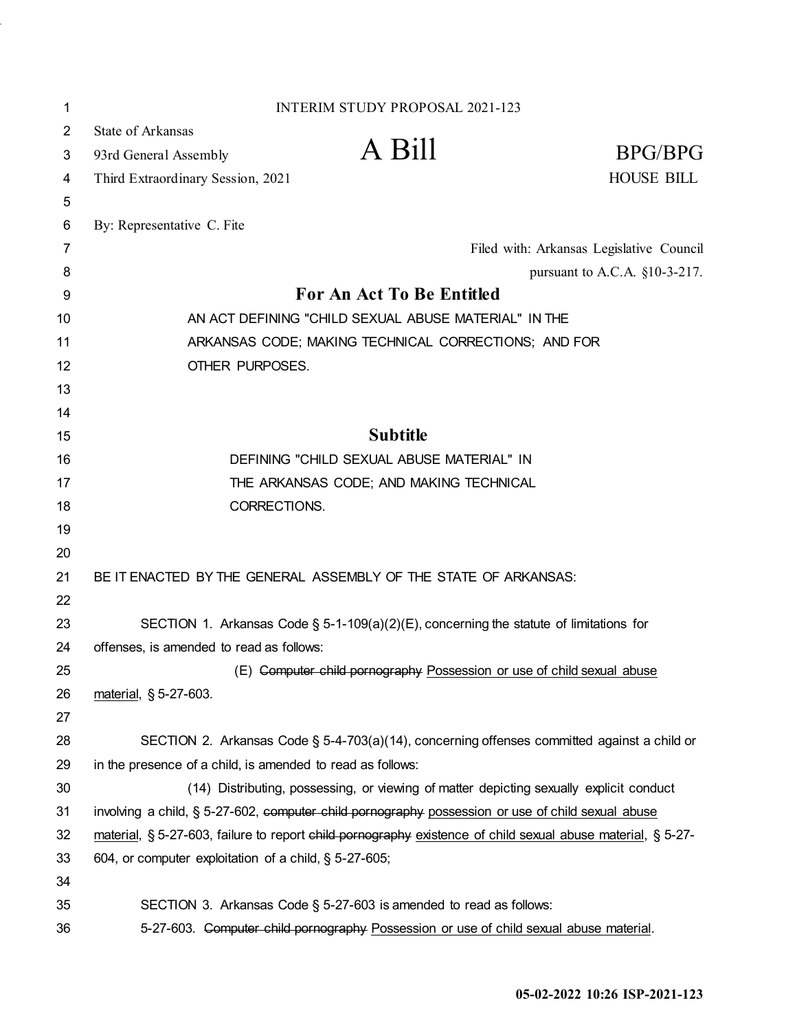INTERIM STUDY PROPOSAL 2021-123

State of Arkansas
93rd General Assembly
Third Extraordinary Session, 2021

# A Bill

BPG/BPG
HOUSE BILL

By: Representative C. Fite

Filed with: Arkansas Legislative Council
pursuant to A.C.A. §10-3-217.

## For An Act To Be Entitled

AN ACT DEFINING "CHILD SEXUAL ABUSE MATERIAL" IN THE ARKANSAS CODE; MAKING TECHNICAL CORRECTIONS; AND FOR OTHER PURPOSES.

## Subtitle

DEFINING "CHILD SEXUAL ABUSE MATERIAL" IN THE ARKANSAS CODE; AND MAKING TECHNICAL CORRECTIONS.

BE IT ENACTED BY THE GENERAL ASSEMBLY OF THE STATE OF ARKANSAS:

SECTION 1. Arkansas Code § 5-1-109(a)(2)(E), concerning the statute of limitations for offenses, is amended to read as follows:

(E) ~~Computer child pornography~~ Possession or use of child sexual abuse material, § 5-27-603.

SECTION 2. Arkansas Code § 5-4-703(a)(14), concerning offenses committed against a child or in the presence of a child, is amended to read as follows:

(14) Distributing, possessing, or viewing of matter depicting sexually explicit conduct involving a child, § 5-27-602, ~~computer child pornography~~ possession or use of child sexual abuse material, § 5-27-603, failure to report ~~child pornography~~ existence of child sexual abuse material, § 5-27-604, or computer exploitation of a child, § 5-27-605;

SECTION 3. Arkansas Code § 5-27-603 is amended to read as follows:

5-27-603. ~~Computer child pornography~~ Possession or use of child sexual abuse material.

05-02-2022 10:26 ISP-2021-123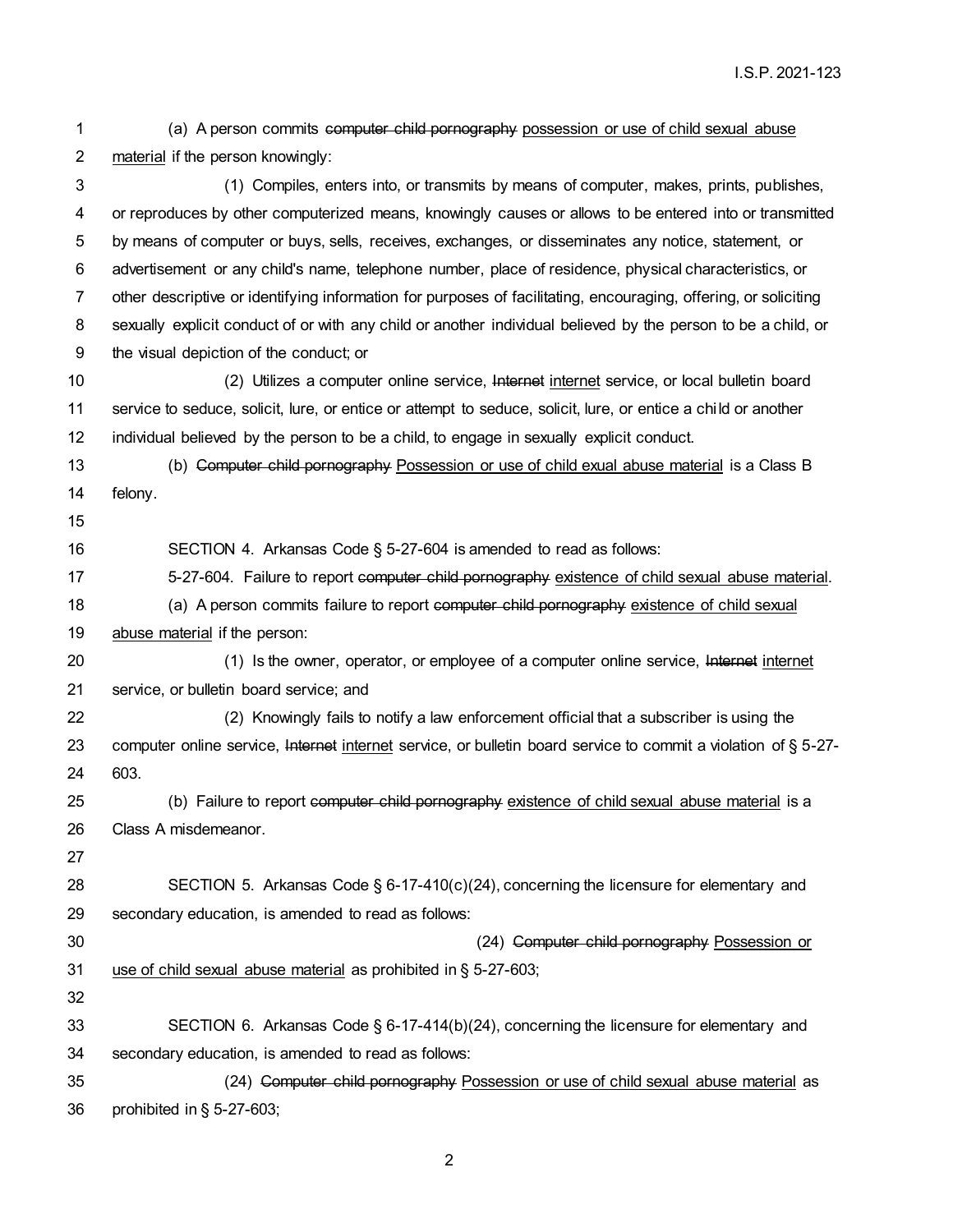(a) A person commits ~~computer child pornography~~ possession or use of child sexual abuse material if the person knowingly:

(1) Compiles, enters into, or transmits by means of computer, makes, prints, publishes, or reproduces by other computerized means, knowingly causes or allows to be entered into or transmitted by means of computer or buys, sells, receives, exchanges, or disseminates any notice, statement, or advertisement or any child's name, telephone number, place of residence, physical characteristics, or other descriptive or identifying information for purposes of facilitating, encouraging, offering, or soliciting sexually explicit conduct of or with any child or another individual believed by the person to be a child, or the visual depiction of the conduct; or

(2) Utilizes a computer online service, ~~Internet~~ internet service, or local bulletin board service to seduce, solicit, lure, or entice or attempt to seduce, solicit, lure, or entice a child or another individual believed by the person to be a child, to engage in sexually explicit conduct.

(b) ~~Computer child pornography~~ Possession or use of child exual abuse material is a Class B felony.

SECTION 4. Arkansas Code § 5-27-604 is amended to read as follows:

5-27-604. Failure to report ~~computer child pornography~~ existence of child sexual abuse material.

(a) A person commits failure to report ~~computer child pornography~~ existence of child sexual abuse material if the person:

(1) Is the owner, operator, or employee of a computer online service, ~~Internet~~ internet service, or bulletin board service; and

(2) Knowingly fails to notify a law enforcement official that a subscriber is using the computer online service, ~~Internet~~ internet service, or bulletin board service to commit a violation of § 5-27-603.

(b) Failure to report ~~computer child pornography~~ existence of child sexual abuse material is a Class A misdemeanor.

SECTION 5. Arkansas Code § 6-17-410(c)(24), concerning the licensure for elementary and secondary education, is amended to read as follows:

(24) ~~Computer child pornography~~ Possession or use of child sexual abuse material as prohibited in § 5-27-603;

SECTION 6. Arkansas Code § 6-17-414(b)(24), concerning the licensure for elementary and secondary education, is amended to read as follows:

(24) ~~Computer child pornography~~ Possession or use of child sexual abuse material as prohibited in § 5-27-603;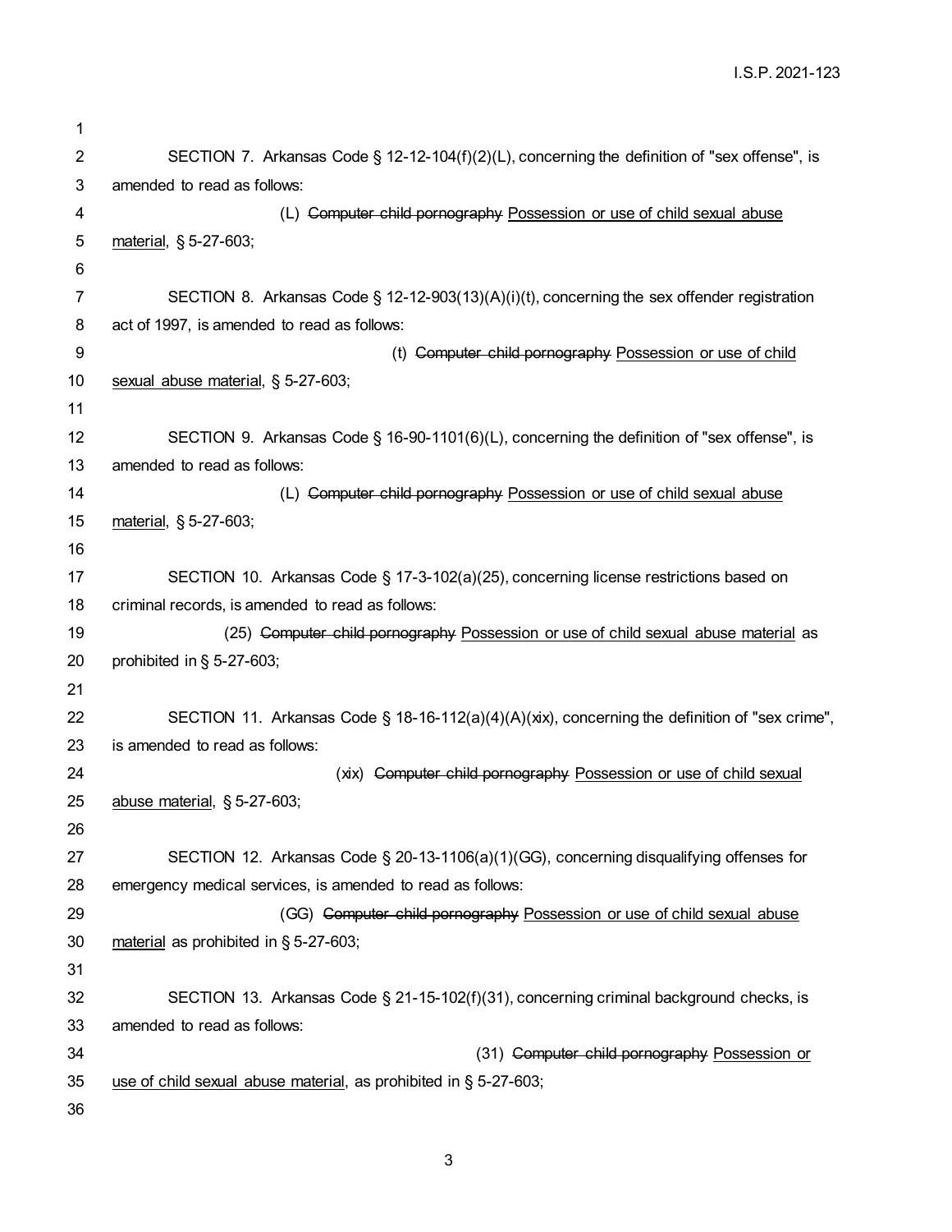SECTION 7. Arkansas Code § 12-12-104(f)(2)(L), concerning the definition of "sex offense", is amended to read as follows:

(L) ~~Computer child pornography~~ Possession or use of child sexual abuse material, § 5-27-603;

SECTION 8. Arkansas Code § 12-12-903(13)(A)(i)(t), concerning the sex offender registration act of 1997, is amended to read as follows:

(t) ~~Computer child pornography~~ Possession or use of child sexual abuse material, § 5-27-603;

SECTION 9. Arkansas Code § 16-90-1101(6)(L), concerning the definition of "sex offense", is amended to read as follows:

(L) ~~Computer child pornography~~ Possession or use of child sexual abuse material, § 5-27-603;

SECTION 10. Arkansas Code § 17-3-102(a)(25), concerning license restrictions based on criminal records, is amended to read as follows:

(25) ~~Computer child pornography~~ Possession or use of child sexual abuse material as prohibited in § 5-27-603;

SECTION 11. Arkansas Code § 18-16-112(a)(4)(A)(xix), concerning the definition of "sex crime", is amended to read as follows:

(xix) ~~Computer child pornography~~ Possession or use of child sexual abuse material, § 5-27-603;

SECTION 12. Arkansas Code § 20-13-1106(a)(1)(GG), concerning disqualifying offenses for emergency medical services, is amended to read as follows:

(GG) ~~Computer child pornography~~ Possession or use of child sexual abuse material as prohibited in § 5-27-603;

SECTION 13. Arkansas Code § 21-15-102(f)(31), concerning criminal background checks, is amended to read as follows:

(31) ~~Computer child pornography~~ Possession or use of child sexual abuse material, as prohibited in § 5-27-603;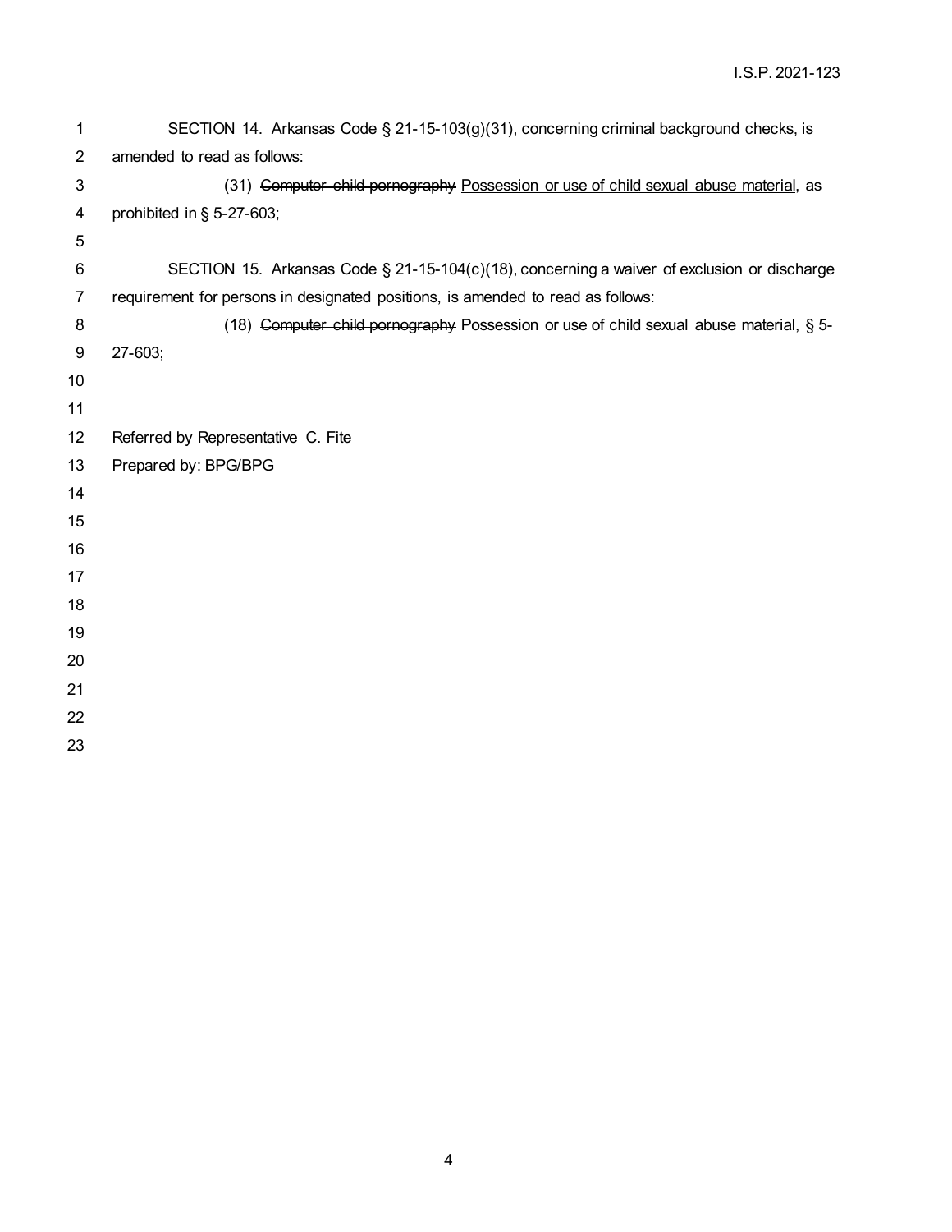SECTION 14. Arkansas Code § 21-15-103(g)(31), concerning criminal background checks, is amended to read as follows:

(31) ~~Computer child pornography~~ <u>Possession or use of child sexual abuse material</u>, as prohibited in § 5-27-603;

SECTION 15. Arkansas Code § 21-15-104(c)(18), concerning a waiver of exclusion or discharge requirement for persons in designated positions, is amended to read as follows:

(18) ~~Computer child pornography~~ <u>Possession or use of child sexual abuse material</u>, § 5-27-603;

Referred by Representative C. Fite

Prepared by: BPG/BPG